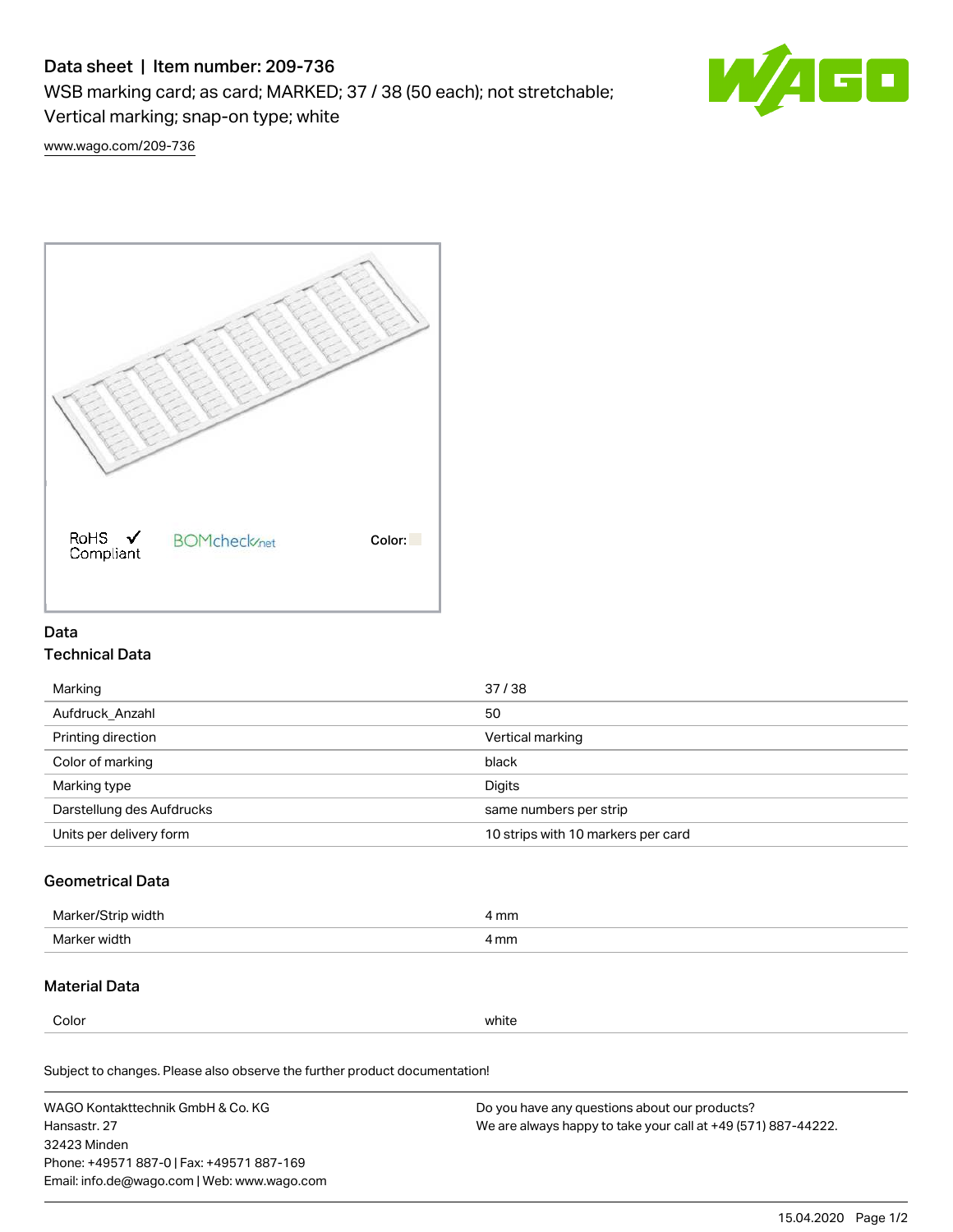# Data sheet | Item number: 209-736

WSB marking card; as card; MARKED; 37 / 38 (50 each); not stretchable; Vertical marking; snap-on type; white

www.wago.com/209-736

RoHS Compliant ✓ BOMcheck.net Color:

## Data

### Technical Data

| | |
|---|---|
| Marking | 37 / 38 |
| Aufdruck_Anzahl | 50 |
| Printing direction | Vertical marking |
| Color of marking | black |
| Marking type | Digits |
| Darstellung des Aufdrucks | same numbers per strip |
| Units per delivery form | 10 strips with 10 markers per card |

### Geometrical Data

| | |
|---|---|
| Marker/Strip width | 4 mm |
| Marker width | 4 mm |

### Material Data

| | |
|---|---|
| Color | white |

Subject to changes. Please also observe the further product documentation!

WAGO Kontakttechnik GmbH & Co. KG
Hansastr. 27
32423 Minden
Phone: +49571 887-0 | Fax: +49571 887-169
Email: info.de@wago.com | Web: www.wago.com

Do you have any questions about our products?
We are always happy to take your call at +49 (571) 887-44222.

15.04.2020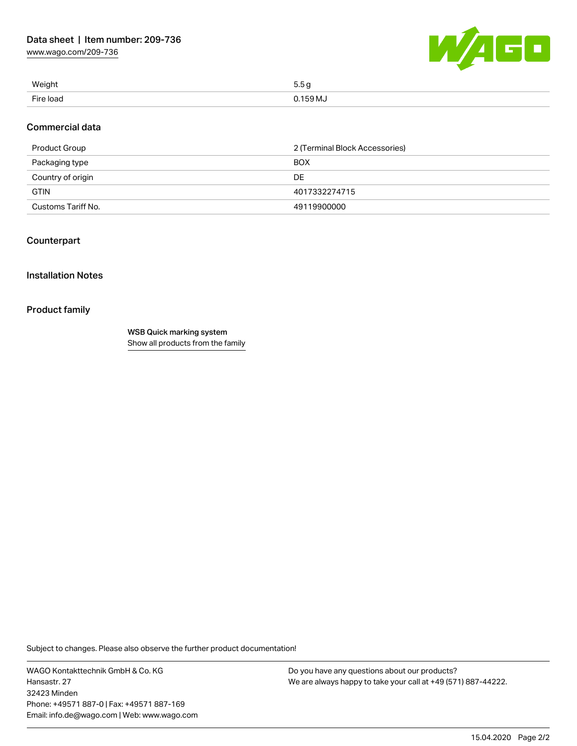| | |
|---|---|
| Weight | 5.5 g |
| Fire load | 0.159 MJ |

## Commercial data

| | |
|---|---|
| Product Group | 2 (Terminal Block Accessories) |
| Packaging type | BOX |
| Country of origin | DE |
| GTIN | 4017332274715 |
| Customs Tariff No. | 49119900000 |

## Counterpart

## Installation Notes

## Product family

**WSB Quick marking system**
Show all products from the family

Subject to changes. Please also observe the further product documentation!

WAGO Kontakttechnik GmbH & Co. KG
Hansastr. 27
32423 Minden
Phone: +49571 887-0 | Fax: +49571 887-169
Email: info.de@wago.com | Web: www.wago.com

Do you have any questions about our products?
We are always happy to take your call at +49 (571) 887-44222.

15.04.2020